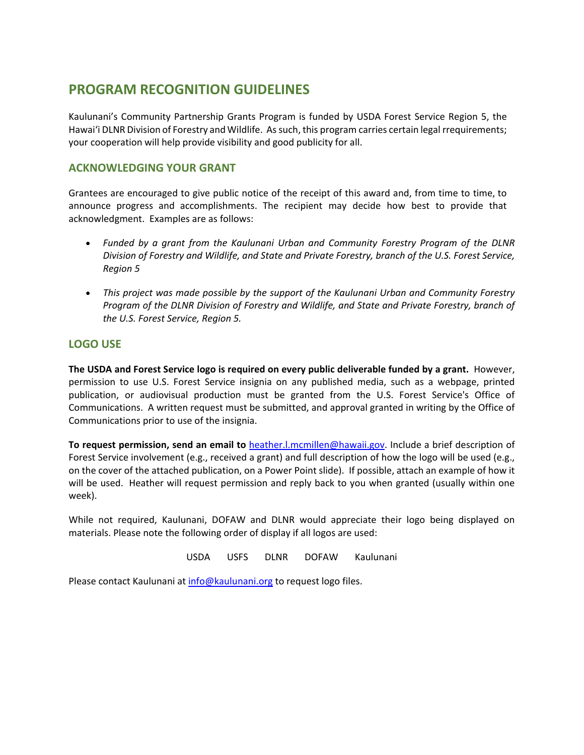# PROGRAM RECOGNITION GUIDELINES

Kaulunani's Community Partnership Grants Program is funded by USDA Forest Service Region 5, the Hawaiʻi DLNR Division of Forestry and Wildlife. As such, this program carries certain legal rrequirements; your cooperation will help provide visibility and good publicity for all.

## ACKNOWLEDGING YOUR GRANT

Grantees are encouraged to give public notice of the receipt of this award and, from time to time, to announce progress and accomplishments. The recipient may decide how best to provide that acknowledgment. Examples are as follows:

- *Funded by a grant from the Kaulunani Urban and Community Forestry Program of the DLNR Division of Forestry and Wildlife, and State and Private Forestry, branch of the U.S. Forest Service, Region 5*
- *This project was made possible by the support of the Kaulunani Urban and Community Forestry Program of the DLNR Division of Forestry and Wildlife, and State and Private Forestry, branch of the U.S. Forest Service, Region 5.*

## LOGO USE

**The USDA and Forest Service logo is required on every public deliverable funded by a grant.** However, permission to use U.S. Forest Service insignia on any published media, such as a webpage, printed publication, or audiovisual production must be granted from the U.S. Forest Service's Office of Communications. A written request must be submitted, and approval granted in writing by the Office of Communications prior to use of the insignia.

**To request permission, send an email to** heather.l.mcmillen@hawaii.gov. Include a brief description of Forest Service involvement (e.g., received a grant) and full description of how the logo will be used (e.g., on the cover of the attached publication, on a Power Point slide). If possible, attach an example of how it will be used. Heather will request permission and reply back to you when granted (usually within one week).

While not required, Kaulunani, DOFAW and DLNR would appreciate their logo being displayed on materials. Please note the following order of display if all logos are used:

USDA USFS DLNR DOFAW Kaulunani

Please contact Kaulunani at info@kaulunani.org to request logo files.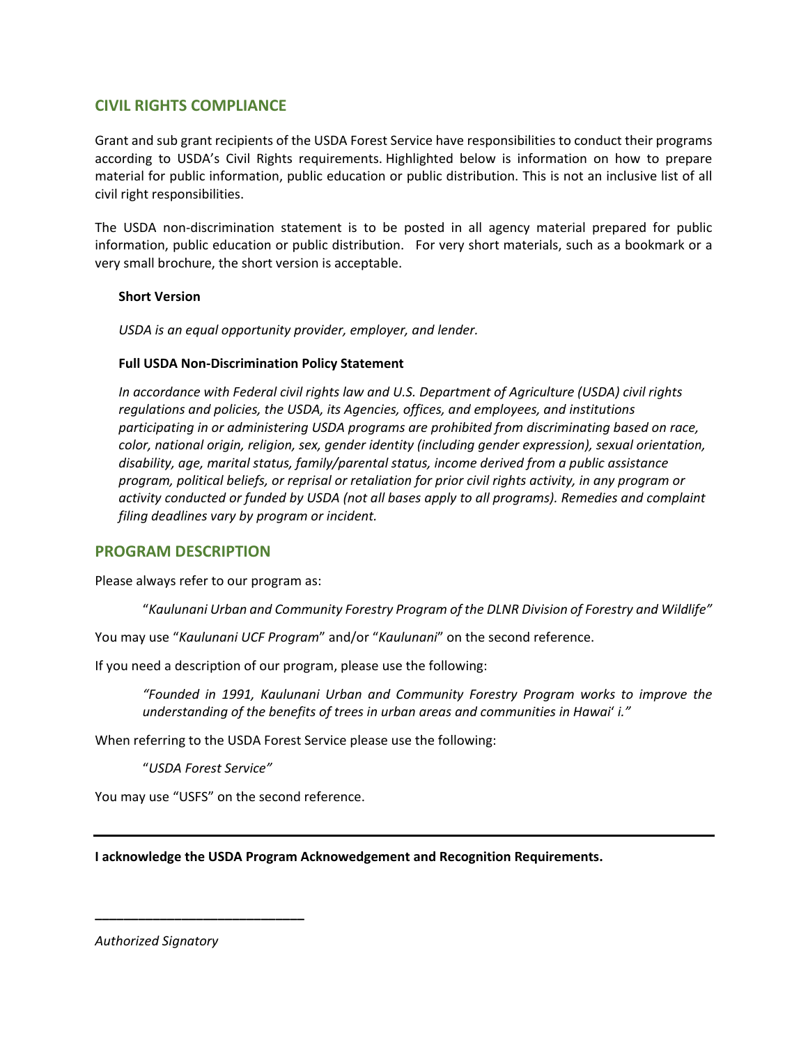## CIVIL RIGHTS COMPLIANCE

Grant and sub grant recipients of the USDA Forest Service have responsibilities to conduct their programs according to USDA's Civil Rights requirements. Highlighted below is information on how to prepare material for public information, public education or public distribution. This is not an inclusive list of all civil right responsibilities.

The USDA non-discrimination statement is to be posted in all agency material prepared for public information, public education or public distribution. For very short materials, such as a bookmark or a very small brochure, the short version is acceptable.

**Short Version**

*USDA is an equal opportunity provider, employer, and lender.*

**Full USDA Non-Discrimination Policy Statement**

*In accordance with Federal civil rights law and U.S. Department of Agriculture (USDA) civil rights regulations and policies, the USDA, its Agencies, offices, and employees, and institutions participating in or administering USDA programs are prohibited from discriminating based on race, color, national origin, religion, sex, gender identity (including gender expression), sexual orientation, disability, age, marital status, family/parental status, income derived from a public assistance program, political beliefs, or reprisal or retaliation for prior civil rights activity, in any program or activity conducted or funded by USDA (not all bases apply to all programs). Remedies and complaint filing deadlines vary by program or incident.*

## PROGRAM DESCRIPTION

Please always refer to our program as:

"*Kaulunani Urban and Community Forestry Program of the DLNR Division of Forestry and Wildlife"*

You may use "*Kaulunani UCF Program*" and/or "*Kaulunani*" on the second reference.

If you need a description of our program, please use the following:

*"Founded in 1991, Kaulunani Urban and Community Forestry Program works to improve the understanding of the benefits of trees in urban areas and communities in Hawai*' *i."*

When referring to the USDA Forest Service please use the following:

"*USDA Forest Service"*

You may use "USFS" on the second reference.

---

**I acknowledge the USDA Program Acknowedgement and Recognition Requirements.**

\_\_\_\_\_\_\_\_\_\_\_\_\_\_\_\_\_\_\_\_\_\_\_\_\_\_\_\_\_

*Authorized Signatory*